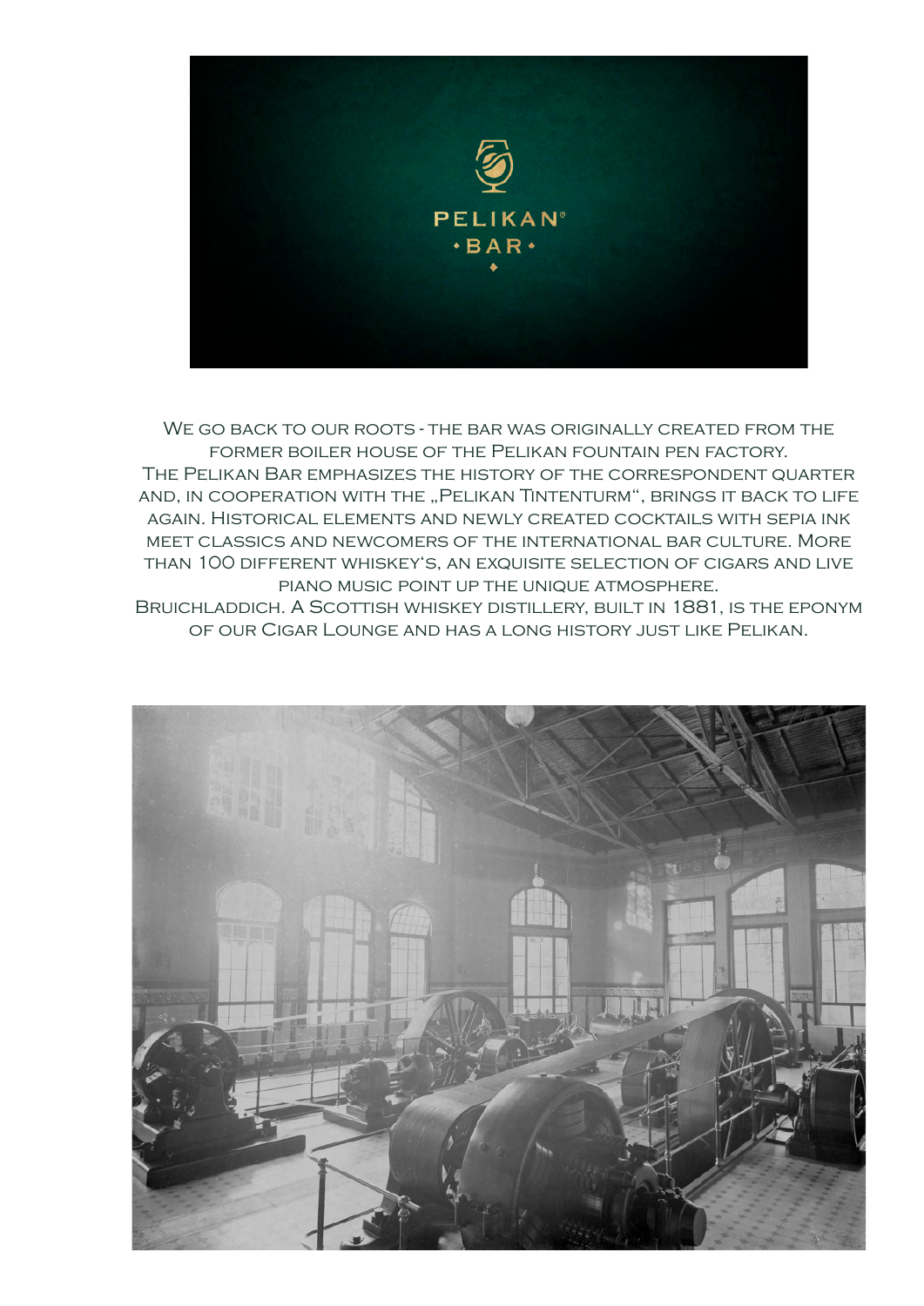PELIKAN®
BAR

We go back to our roots - the bar was originally created from the former boiler house of the Pelikan fountain pen factory.
The Pelikan Bar emphasizes the history of the correspondent quarter and, in cooperation with the „Pelikan Tintenturm", brings it back to life again. Historical elements and newly created cocktails with sepia ink meet classics and newcomers of the international bar culture. More than 100 different whiskey's, an exquisite selection of cigars and live piano music point up the unique atmosphere.
Bruichladdich. A Scottish whiskey distillery, built in 1881, is the eponym of our Cigar Lounge and has a long history just like Pelikan.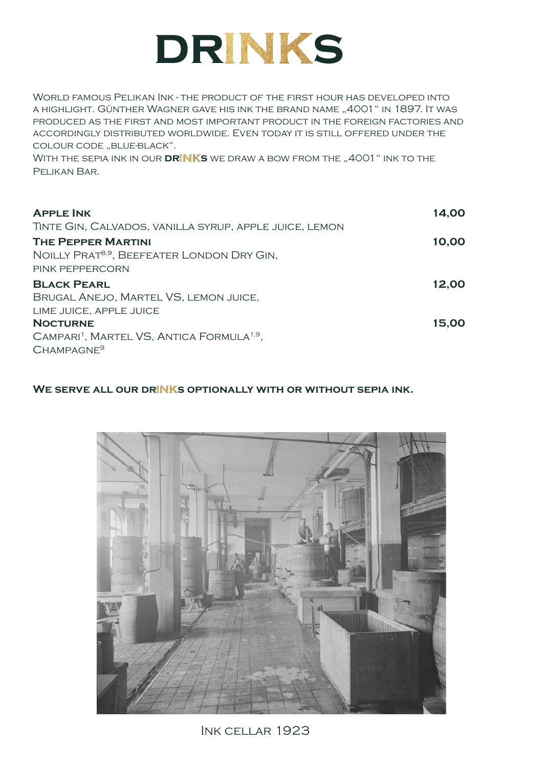# DRINKS

World famous Pelikan Ink - the product of the first hour has developed into a highlight. Günther Wagner gave his ink the brand name „4001" in 1897. It was produced as the first and most important product in the foreign factories and accordingly distributed worldwide. Even today it is still offered under the colour code „blue-black".
With the sepia ink in our **DRINKS** we draw a bow from the „4001" ink to the Pelikan Bar.

**Apple Ink** — **14,00**
Tinte Gin, Calvados, vanilla syrup, apple juice, lemon

**The Pepper Martini** — **10,00**
Noilly Prat[8,9], Beefeater London Dry Gin, pink peppercorn

**Black Pearl** — **12,00**
Brugal Anejo, Martel VS, lemon juice, lime juice, apple juice

**Nocturne** — **15,00**
Campari[1], Martel VS, Antica Formula[1,9], Champagne[9]

**We serve all our DRINKS optionally with or without sepia ink.**

Ink cellar 1923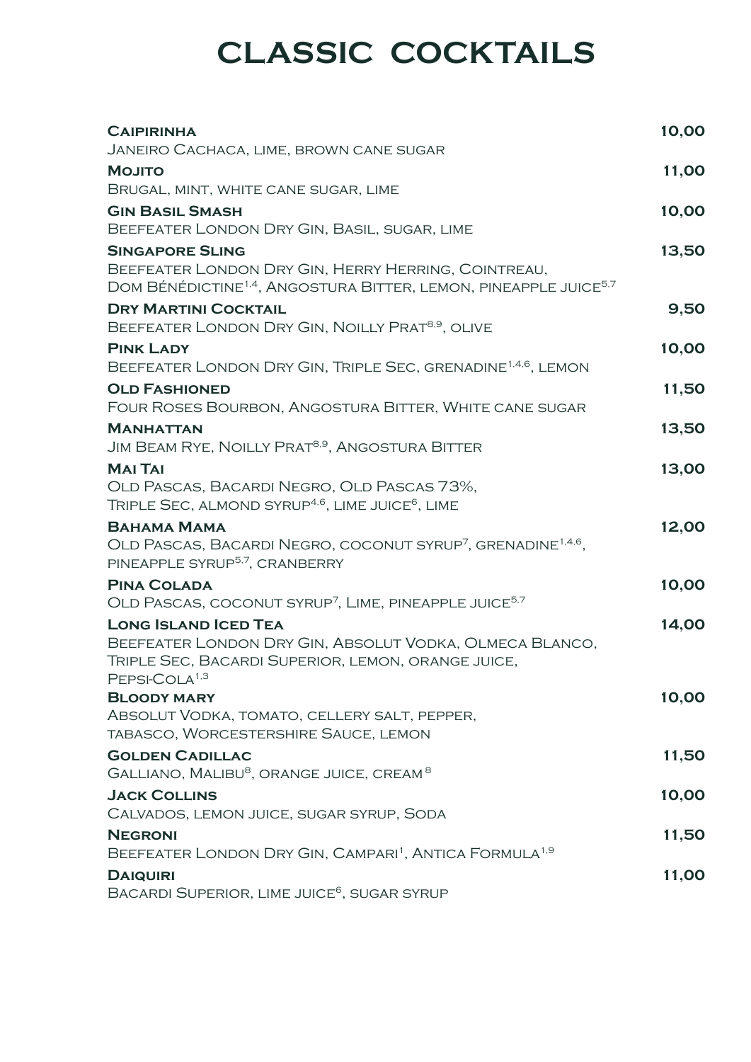# CLASSIC COCKTAILS

| | |
|---|---|
| **Caipirinha**<br>Janeiro Cachaca, lime, brown cane sugar | 10,00 |
| **Mojito**<br>Brugal, mint, white cane sugar, lime | 11,00 |
| **Gin Basil Smash**<br>Beefeater London Dry Gin, Basil, sugar, lime | 10,00 |
| **Singapore Sling**<br>Beefeater London Dry Gin, Herry Herring, Cointreau, Dom Bénédictine[1,4], Angostura Bitter, lemon, pineapple juice[5,7] | 13,50 |
| **Dry Martini Cocktail**<br>Beefeater London Dry Gin, Noilly Prat[8,9], olive | 9,50 |
| **Pink Lady**<br>Beefeater London Dry Gin, Triple Sec, grenadine[1,4,6], lemon | 10,00 |
| **Old Fashioned**<br>Four Roses Bourbon, Angostura Bitter, White cane sugar | 11,50 |
| **Manhattan**<br>Jim Beam Rye, Noilly Prat[8,9], Angostura Bitter | 13,50 |
| **Mai Tai**<br>Old Pascas, Bacardi Negro, Old Pascas 73%, Triple Sec, almond syrup[4,6], lime juice[6], lime | 13,00 |
| **Bahama Mama**<br>Old Pascas, Bacardi Negro, coconut syrup[7], grenadine[1,4,6], pineapple syrup[5,7], cranberry | 12,00 |
| **Pina Colada**<br>Old Pascas, coconut syrup[7], Lime, pineapple juice[5,7] | 10,00 |
| **Long Island Iced Tea**<br>Beefeater London Dry Gin, Absolut Vodka, Olmeca Blanco, Triple Sec, Bacardi Superior, lemon, orange juice, Pepsi-Cola[1,3] | 14,00 |
| **Bloody mary**<br>Absolut Vodka, tomato, cellery salt, pepper, tabasco, Worcestershire Sauce, lemon | 10,00 |
| **Golden Cadillac**<br>Galliano, Malibu[8], orange juice, cream[8] | 11,50 |
| **Jack Collins**<br>Calvados, lemon juice, sugar syrup, Soda | 10,00 |
| **Negroni**<br>Beefeater London Dry Gin, Campari[1], Antica Formula[1,9] | 11,50 |
| **Daiquiri**<br>Bacardi Superior, lime juice[6], sugar syrup | 11,00 |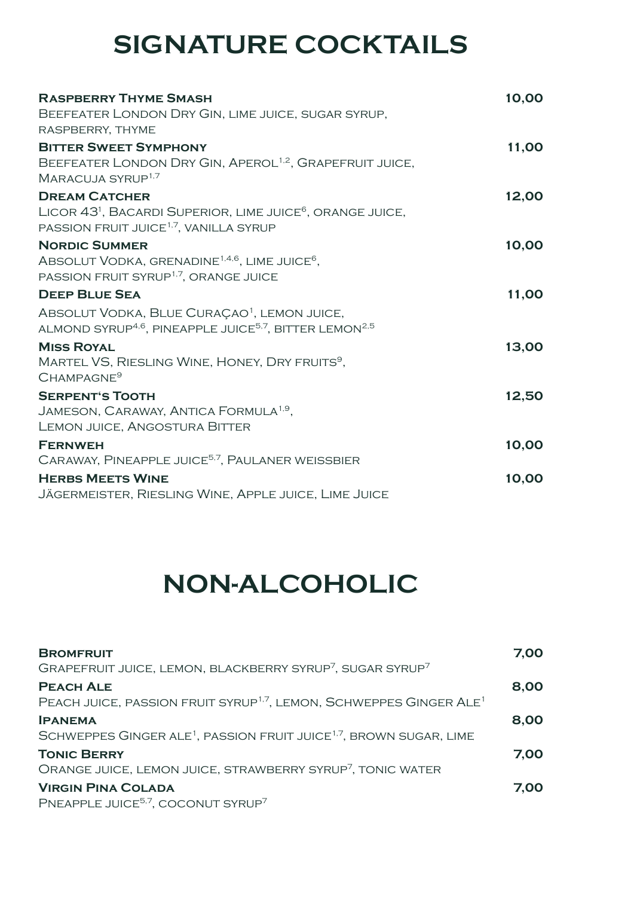# SIGNATURE COCKTAILS

**Raspberry Thyme Smash** — 10,00
Beefeater London Dry Gin, lime juice, sugar syrup, raspberry, thyme

**Bitter Sweet Symphony** — 11,00
Beefeater London Dry Gin, Aperol[1,2], Grapefruit juice, Maracuja syrup[1,7]

**Dream Catcher** — 12,00
Licor 43[1], Bacardi Superior, lime juice[6], orange juice, passion fruit juice[1,7], vanilla syrup

**Nordic Summer** — 10,00
Absolut Vodka, grenadine[1,4,6], lime juice[6], passion fruit syrup[1,7], orange juice

**Deep Blue Sea** — 11,00
Absolut Vodka, Blue Curaçao[1], lemon juice, almond syrup[4,6], pineapple juice[5,7], bitter lemon[2,5]

**Miss Royal** — 13,00
Martel VS, Riesling Wine, Honey, Dry fruits[9], Champagne[9]

**Serpent's Tooth** — 12,50
Jameson, Caraway, Antica Formula[1,9], Lemon juice, Angostura Bitter

**Fernweh** — 10,00
Caraway, Pineapple juice[5,7], Paulaner weissbier

**Herbs Meets Wine** — 10,00
Jägermeister, Riesling Wine, Apple juice, Lime Juice

# NON-ALCOHOLIC

**Bromfruit** — 7,00
Grapefruit juice, lemon, blackberry syrup[7], sugar syrup[7]

**Peach Ale** — 8,00
Peach juice, passion fruit syrup[1,7], lemon, Schweppes Ginger Ale[1]

**Ipanema** — 8,00
Schweppes Ginger Ale[1], passion fruit juice[1,7], brown sugar, lime

**Tonic Berry** — 7,00
Orange juice, lemon juice, strawberry syrup[7], tonic water

**Virgin Pina Colada** — 7,00
Pneapple juice[5,7], coconut syrup[7]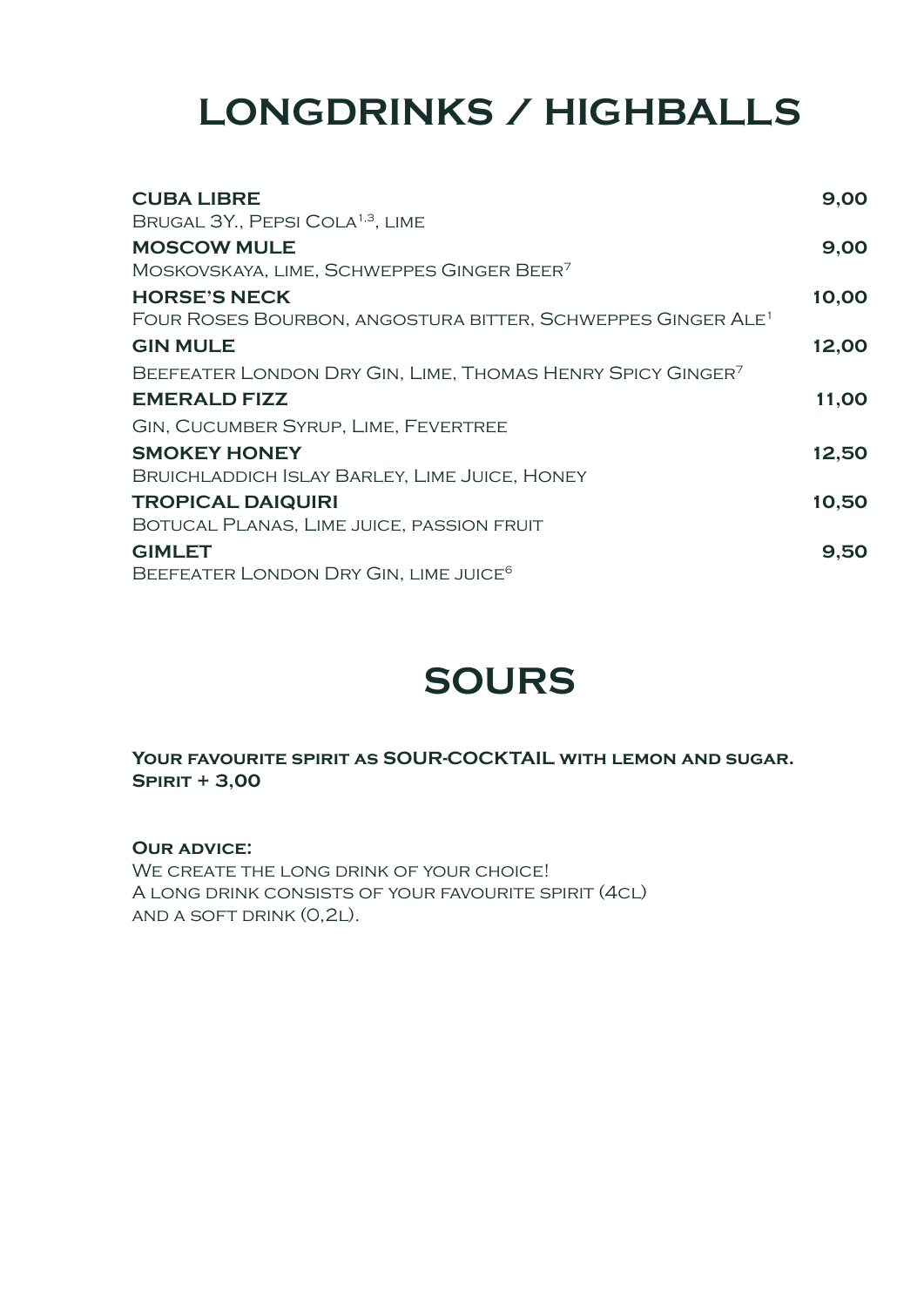# LONGDRINKS / HIGHBALLS

**CUBA LIBRE** **9,00**
Brugal 3Y., Pepsi Cola[1,3], lime

**MOSCOW MULE** **9,00**
Moskovskaya, lime, Schweppes Ginger Beer[7]

**HORSE'S NECK** **10,00**
Four Roses Bourbon, angostura bitter, Schweppes Ginger Ale[1]

**GIN MULE** **12,00**
Beefeater London Dry Gin, Lime, Thomas Henry Spicy Ginger[7]

**EMERALD FIZZ** **11,00**
Gin, Cucumber Syrup, Lime, Fevertree

**SMOKEY HONEY** **12,50**
Bruichladdich Islay Barley, Lime Juice, Honey

**TROPICAL DAIQUIRI** **10,50**
Botucal Planas, Lime juice, passion fruit

**GIMLET** **9,50**
Beefeater London Dry Gin, lime juice[6]

# SOURS

**Your favourite spirit as SOUR-COCKTAIL with lemon and sugar.**
**Spirit + 3,00**

**Our advice:**
We create the long drink of your choice!
A long drink consists of your favourite spirit (4cl)
and a soft drink (0,2l).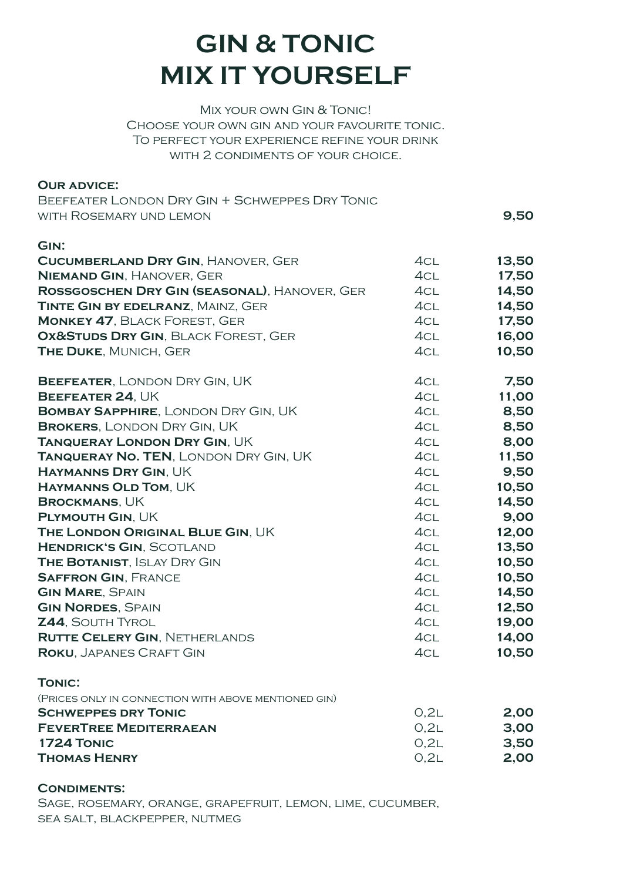# GIN & TONIC
# MIX IT YOURSELF

Mix your own Gin & Tonic!
Choose your own gin and your favourite tonic.
To perfect your experience refine your drink
with 2 condiments of your choice.

**Our advice:**

| | | |
|---|---|---|
| Beefeater London Dry Gin + Schweppes Dry Tonic with Rosemary und lemon | | **9,50** |

**Gin:**

| | | |
|---|---|---|
| **Cucumberland Dry Gin**, Hanover, GER | 4cl | **13,50** |
| **Niemand Gin**, Hanover, GER | 4cl | **17,50** |
| **Rossgoschen Dry Gin (seasonal)**, Hanover, GER | 4cl | **14,50** |
| **Tinte Gin by edelranz**, Mainz, GER | 4cl | **14,50** |
| **Monkey 47**, Black Forest, GER | 4cl | **17,50** |
| **Ox&Studs Dry Gin**, Black Forest, GER | 4cl | **16,00** |
| **The Duke**, Munich, GER | 4cl | **10,50** |
| **Beefeater**, London Dry Gin, UK | 4cl | **7,50** |
| **Beefeater 24**, UK | 4cl | **11,00** |
| **Bombay Sapphire**, London Dry Gin, UK | 4cl | **8,50** |
| **Brokers**, London Dry Gin, UK | 4cl | **8,50** |
| **Tanqueray London Dry Gin**, UK | 4cl | **8,00** |
| **Tanqueray No. TEN**, London Dry Gin, UK | 4cl | **11,50** |
| **Haymanns Dry Gin**, UK | 4cl | **9,50** |
| **Haymanns Old Tom**, UK | 4cl | **10,50** |
| **Brockmans**, UK | 4cl | **14,50** |
| **Plymouth Gin**, UK | 4cl | **9,00** |
| **The London Original Blue Gin**, UK | 4cl | **12,00** |
| **Hendrick's Gin**, Scotland | 4cl | **13,50** |
| **The Botanist**, Islay Dry Gin | 4cl | **10,50** |
| **Saffron Gin**, France | 4cl | **10,50** |
| **Gin Mare**, Spain | 4cl | **14,50** |
| **Gin Nordes**, Spain | 4cl | **12,50** |
| **Z44**, South Tyrol | 4cl | **19,00** |
| **Rutte Celery Gin**, Netherlands | 4cl | **14,00** |
| **Roku**, Japanes Craft Gin | 4cl | **10,50** |

**Tonic:**

(Prices only in connection with above mentioned gin)

| | | |
|---|---|---|
| **Schweppes dry Tonic** | 0,2l | **2,00** |
| **FeverTree Mediterraean** | 0,2l | **3,00** |
| **1724 Tonic** | 0,2l | **3,50** |
| **Thomas Henry** | 0,2l | **2,00** |

**Condiments:**

Sage, rosemary, orange, grapefruit, lemon, lime, cucumber, sea salt, blackpepper, nutmeg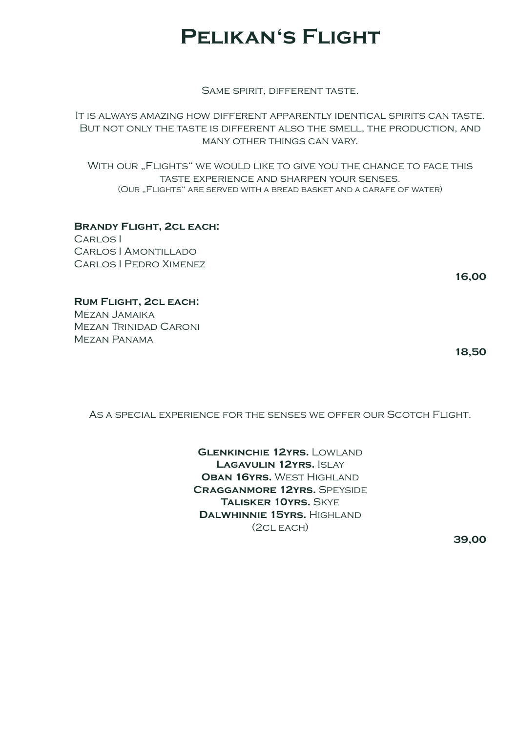# Pelikan‘s Flight

Same spirit, different taste.

It is always amazing how different apparently identical spirits can taste. But not only the taste is different also the smell, the production, and many other things can vary.

With our „Flights“ we would like to give you the chance to face this taste experience and sharpen your senses.
(Our „Flights“ are served with a bread basket and a carafe of water)

**Brandy Flight, 2cl each:**
Carlos I
Carlos I Amontillado
Carlos I Pedro Ximenez

**16,00**

**Rum Flight, 2cl each:**
Mezan Jamaika
Mezan Trinidad Caroni
Mezan Panama

**18,50**

As a special experience for the senses we offer our Scotch Flight.

**Glenkinchie 12yrs.** Lowland
**Lagavulin 12yrs.** Islay
**Oban 16yrs.** West Highland
**Cragganmore 12yrs.** Speyside
**Talisker 10yrs.** Skye
**Dalwhinnie 15yrs.** Highland
(2cl each)

**39,00**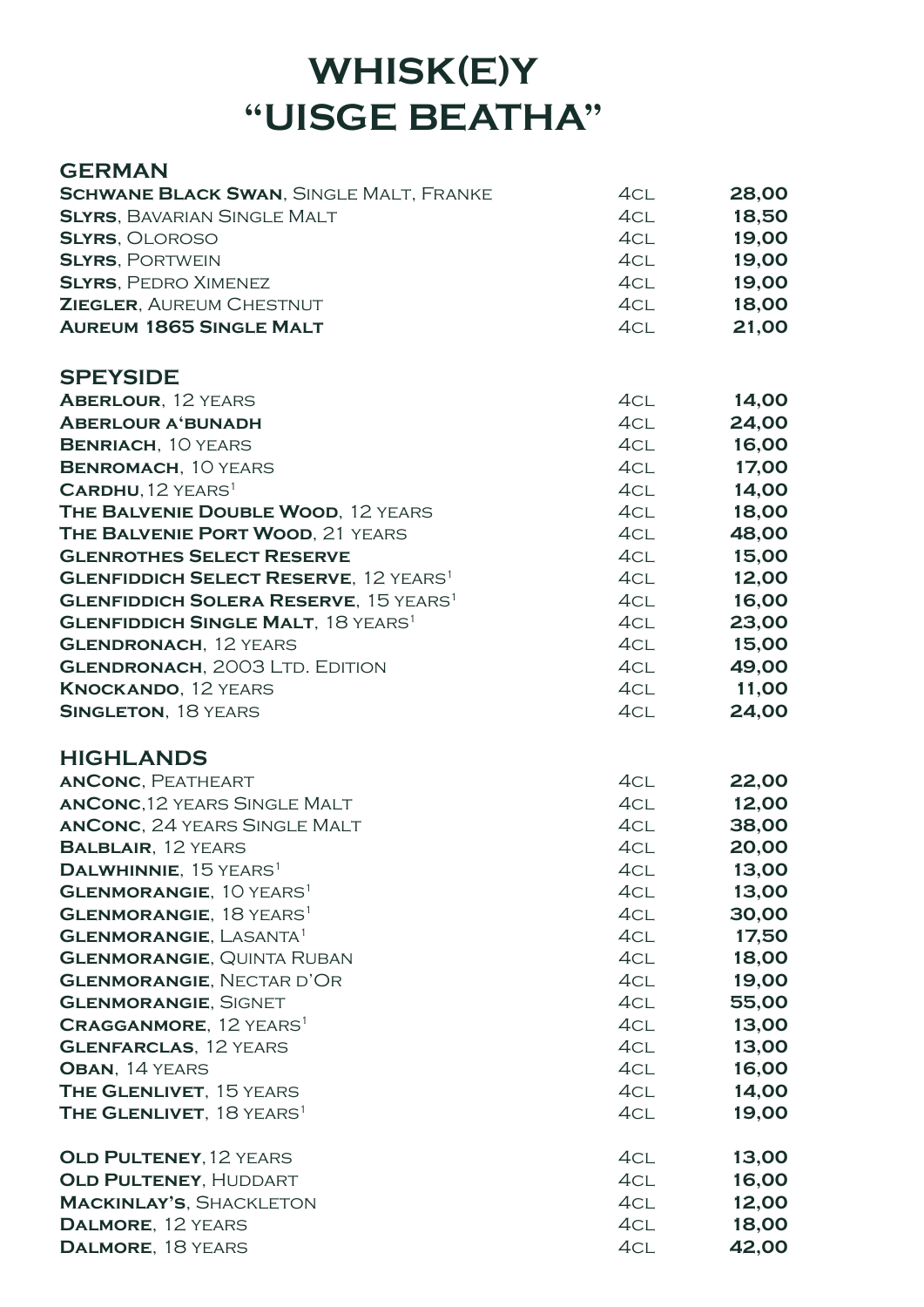# WHISK(E)Y
# "UISGE BEATHA"

## GERMAN

| | | |
|---|---|---|
| **Schwane Black Swan**, Single Malt, Franke | 4cl | **28,00** |
| **Slyrs**, Bavarian Single Malt | 4cl | **18,50** |
| **Slyrs**, Oloroso | 4cl | **19,00** |
| **Slyrs**, Portwein | 4cl | **19,00** |
| **Slyrs**, Pedro Ximenez | 4cl | **19,00** |
| **Ziegler**, Aureum Chestnut | 4cl | **18,00** |
| **Aureum 1865 Single Malt** | 4cl | **21,00** |

## SPEYSIDE

| | | |
|---|---|---|
| **Aberlour**, 12 years | 4cl | **14,00** |
| **Aberlour A'bunadh** | 4cl | **24,00** |
| **Benriach**, 10 years | 4cl | **16,00** |
| **Benromach**, 10 years | 4cl | **17,00** |
| **Cardhu**, 12 years[1] | 4cl | **14,00** |
| **The Balvenie Double Wood**, 12 years | 4cl | **18,00** |
| **The Balvenie Port Wood**, 21 years | 4cl | **48,00** |
| **Glenrothes Select Reserve** | 4cl | **15,00** |
| **Glenfiddich Select Reserve**, 12 years[1] | 4cl | **12,00** |
| **Glenfiddich Solera Reserve**, 15 years[1] | 4cl | **16,00** |
| **Glenfiddich Single Malt**, 18 years[1] | 4cl | **23,00** |
| **Glendronach**, 12 years | 4cl | **15,00** |
| **Glendronach**, 2003 Ltd. Edition | 4cl | **49,00** |
| **Knockando**, 12 years | 4cl | **11,00** |
| **Singleton**, 18 years | 4cl | **24,00** |

## HIGHLANDS

| | | |
|---|---|---|
| **anConc**, Peatheart | 4cl | **22,00** |
| **anConc**, 12 years Single Malt | 4cl | **12,00** |
| **anConc**, 24 years Single Malt | 4cl | **38,00** |
| **Balblair**, 12 years | 4cl | **20,00** |
| **Dalwhinnie**, 15 years[1] | 4cl | **13,00** |
| **Glenmorangie**, 10 years[1] | 4cl | **13,00** |
| **Glenmorangie**, 18 years[1] | 4cl | **30,00** |
| **Glenmorangie**, Lasanta[1] | 4cl | **17,50** |
| **Glenmorangie**, Quinta Ruban | 4cl | **18,00** |
| **Glenmorangie**, Nectar d'Or | 4cl | **19,00** |
| **Glenmorangie**, Signet | 4cl | **55,00** |
| **Cragganmore**, 12 years[1] | 4cl | **13,00** |
| **Glenfarclas**, 12 years | 4cl | **13,00** |
| **Oban**, 14 years | 4cl | **16,00** |
| **The Glenlivet**, 15 years | 4cl | **14,00** |
| **The Glenlivet**, 18 years[1] | 4cl | **19,00** |
| | | |
| **Old Pulteney**, 12 years | 4cl | **13,00** |
| **Old Pulteney**, Huddart | 4cl | **16,00** |
| **Mackinlay's**, Shackleton | 4cl | **12,00** |
| **Dalmore**, 12 years | 4cl | **18,00** |
| **Dalmore**, 18 years | 4cl | **42,00** |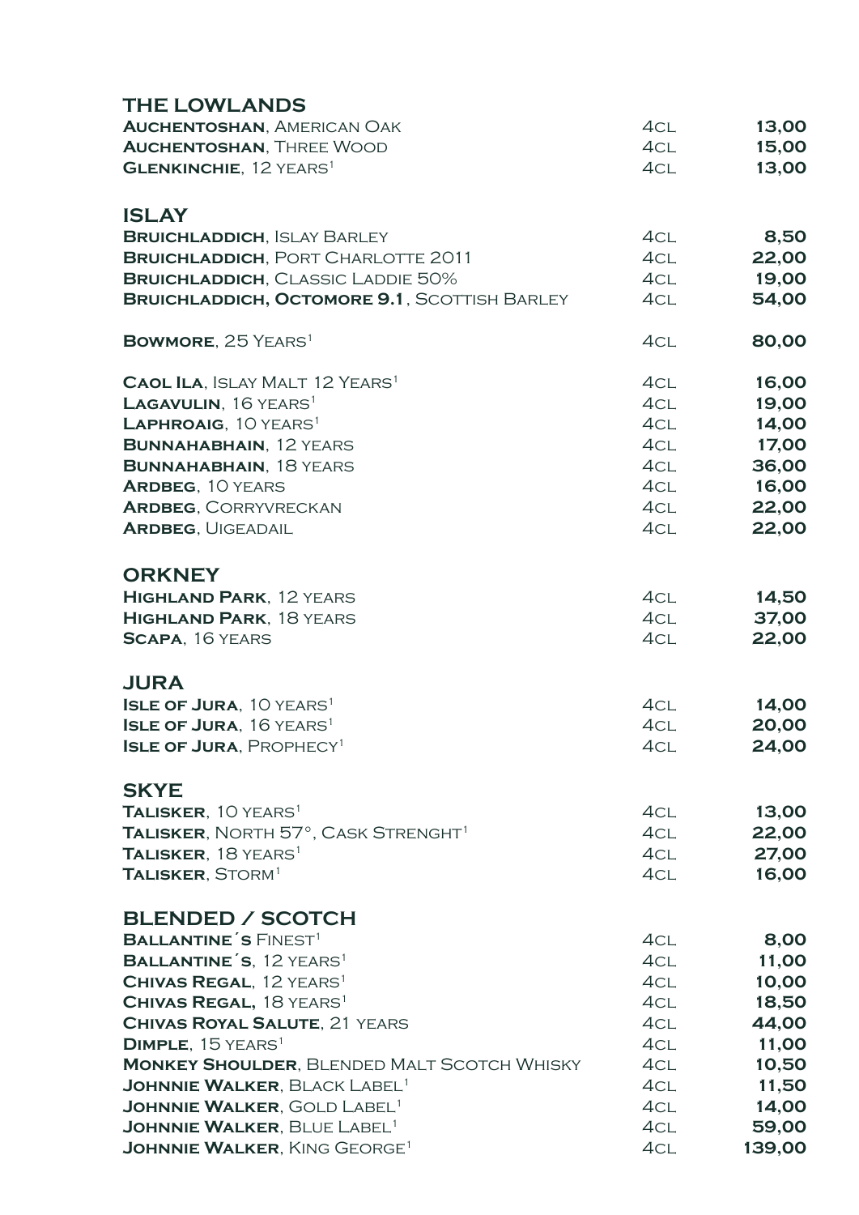## THE LOWLANDS

| | | |
|---|---|---|
| **Auchentoshan**, American Oak | 4cl | **13,00** |
| **Auchentoshan**, Three Wood | 4cl | **15,00** |
| **Glenkinchie**, 12 years[1] | 4cl | **13,00** |

## ISLAY

| | | |
|---|---|---|
| **Bruichladdich**, Islay Barley | 4cl | **8,50** |
| **Bruichladdich**, Port Charlotte 2011 | 4cl | **22,00** |
| **Bruichladdich**, Classic Laddie 50% | 4cl | **19,00** |
| **Bruichladdich, Octomore 9.1**, Scottish Barley | 4cl | **54,00** |
| **Bowmore**, 25 Years[1] | 4cl | **80,00** |
| **Caol Ila**, Islay Malt 12 Years[1] | 4cl | **16,00** |
| **Lagavulin**, 16 years[1] | 4cl | **19,00** |
| **Laphroaig**, 10 years[1] | 4cl | **14,00** |
| **Bunnahabhain**, 12 years | 4cl | **17,00** |
| **Bunnahabhain**, 18 years | 4cl | **36,00** |
| **Ardbeg**, 10 years | 4cl | **16,00** |
| **Ardbeg**, Corryvreckan | 4cl | **22,00** |
| **Ardbeg**, Uigeadail | 4cl | **22,00** |

## ORKNEY

| | | |
|---|---|---|
| **Highland Park**, 12 years | 4cl | **14,50** |
| **Highland Park**, 18 years | 4cl | **37,00** |
| **Scapa**, 16 years | 4cl | **22,00** |

## JURA

| | | |
|---|---|---|
| **Isle of Jura**, 10 years[1] | 4cl | **14,00** |
| **Isle of Jura**, 16 years[1] | 4cl | **20,00** |
| **Isle of Jura**, Prophecy[1] | 4cl | **24,00** |

## SKYE

| | | |
|---|---|---|
| **Talisker**, 10 years[1] | 4cl | **13,00** |
| **Talisker**, North 57°, Cask Strenght[1] | 4cl | **22,00** |
| **Talisker**, 18 years[1] | 4cl | **27,00** |
| **Talisker**, Storm[1] | 4cl | **16,00** |

## BLENDED / SCOTCH

| | | |
|---|---|---|
| **Ballantine´s** Finest[1] | 4cl | **8,00** |
| **Ballantine´s**, 12 years[1] | 4cl | **11,00** |
| **Chivas Regal**, 12 years[1] | 4cl | **10,00** |
| **Chivas Regal,** 18 years[1] | 4cl | **18,50** |
| **Chivas Royal Salute**, 21 years | 4cl | **44,00** |
| **Dimple**, 15 years[1] | 4cl | **11,00** |
| **Monkey Shoulder**, Blended Malt Scotch Whisky | 4cl | **10,50** |
| **Johnnie Walker**, Black Label[1] | 4cl | **11,50** |
| **Johnnie Walker**, Gold Label[1] | 4cl | **14,00** |
| **Johnnie Walker**, Blue Label[1] | 4cl | **59,00** |
| **Johnnie Walker**, King George[1] | 4cl | **139,00** |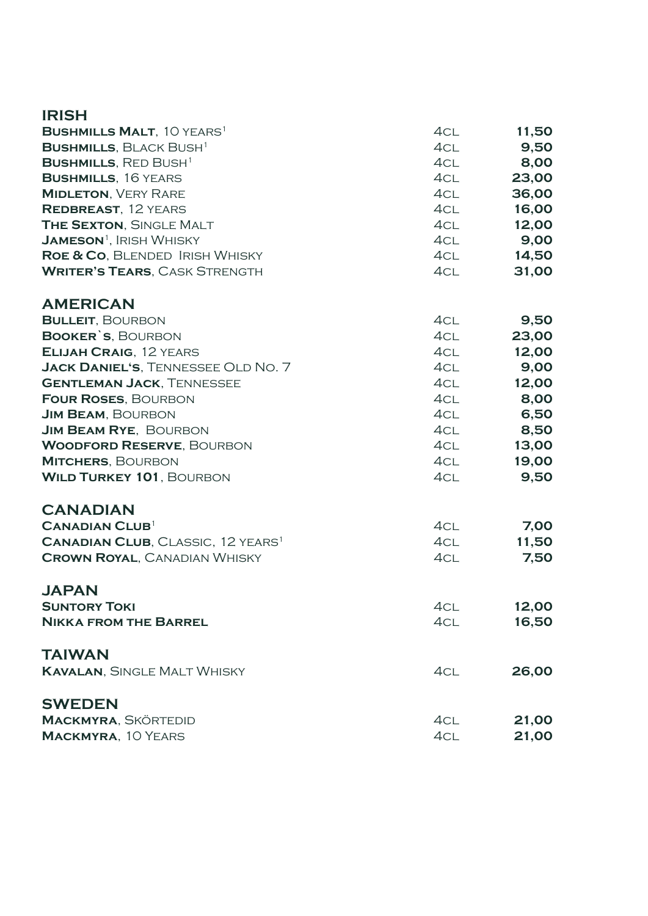## IRISH

| | | |
|---|---|---|
| **Bushmills Malt**, 10 years[1] | 4cl | **11,50** |
| **Bushmills**, Black Bush[1] | 4cl | **9,50** |
| **Bushmills**, Red Bush[1] | 4cl | **8,00** |
| **Bushmills**, 16 years | 4cl | **23,00** |
| **Midleton**, Very Rare | 4cl | **36,00** |
| **Redbreast**, 12 years | 4cl | **16,00** |
| **The Sexton**, Single Malt | 4cl | **12,00** |
| **Jameson**[1], Irish Whisky | 4cl | **9,00** |
| **Roe & Co**, Blended Irish Whisky | 4cl | **14,50** |
| **Writer's Tears**, Cask Strength | 4cl | **31,00** |

## AMERICAN

| | | |
|---|---|---|
| **Bulleit**, Bourbon | 4cl | **9,50** |
| **Booker`s**, Bourbon | 4cl | **23,00** |
| **Elijah Craig**, 12 years | 4cl | **12,00** |
| **Jack Daniel's**, Tennessee Old No. 7 | 4cl | **9,00** |
| **Gentleman Jack**, Tennessee | 4cl | **12,00** |
| **Four Roses**, Bourbon | 4cl | **8,00** |
| **Jim Beam**, Bourbon | 4cl | **6,50** |
| **Jim Beam Rye**, Bourbon | 4cl | **8,50** |
| **Woodford Reserve**, Bourbon | 4cl | **13,00** |
| **Mitchers**, Bourbon | 4cl | **19,00** |
| **Wild Turkey 101**, Bourbon | 4cl | **9,50** |

## CANADIAN

| | | |
|---|---|---|
| **Canadian Club**[1] | 4cl | **7,00** |
| **Canadian Club**, Classic, 12 years[1] | 4cl | **11,50** |
| **Crown Royal**, Canadian Whisky | 4cl | **7,50** |

## JAPAN

| | | |
|---|---|---|
| **Suntory Toki** | 4cl | **12,00** |
| **Nikka from the Barrel** | 4cl | **16,50** |

## TAIWAN

| | | |
|---|---|---|
| **Kavalan**, Single Malt Whisky | 4cl | **26,00** |

## SWEDEN

| | | |
|---|---|---|
| **Mackmyra**, Skörtedid | 4cl | **21,00** |
| **Mackmyra**, 10 Years | 4cl | **21,00** |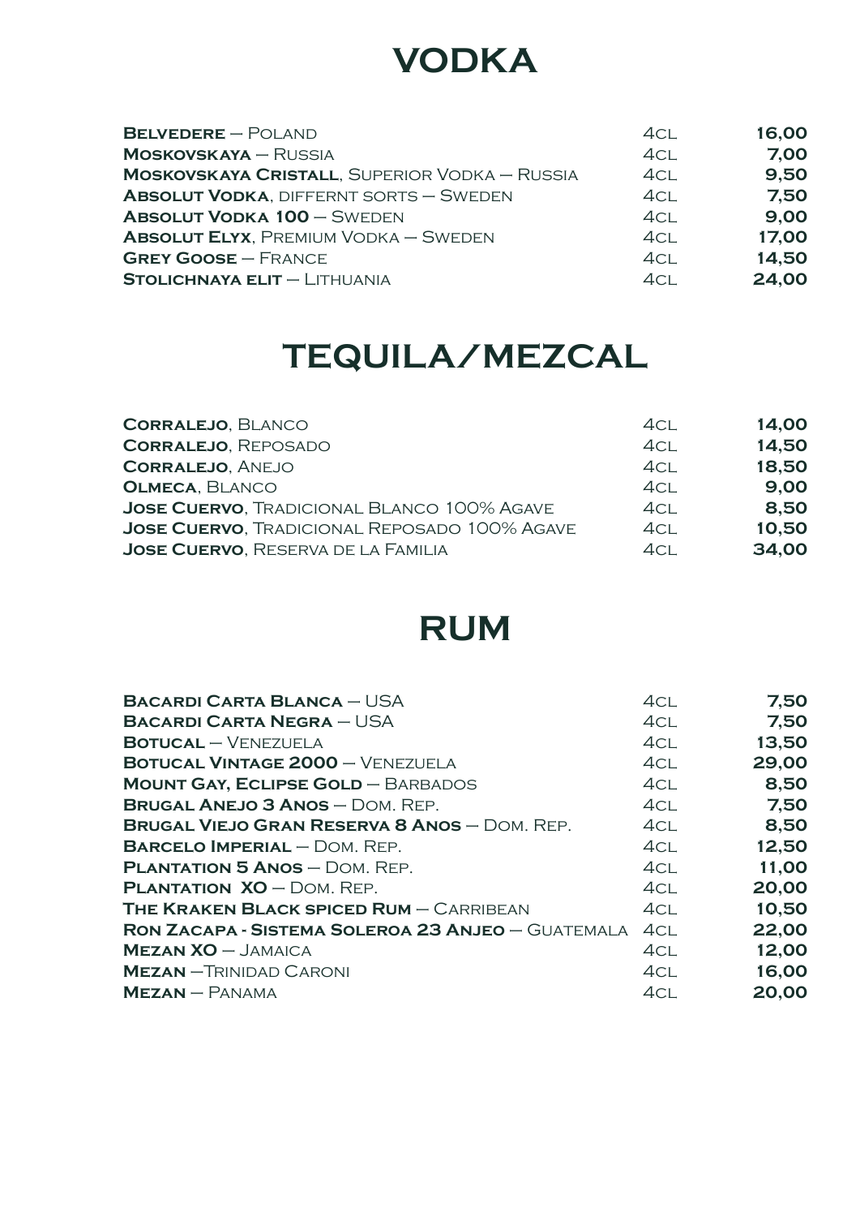# VODKA

| | | |
|---|---|---|
| **Belvedere** – Poland | 4cl | **16,00** |
| **Moskovskaya** – Russia | 4cl | **7,00** |
| **Moskovskaya Cristall**, Superior Vodka – Russia | 4cl | **9,50** |
| **Absolut Vodka**, differnt sorts – Sweden | 4cl | **7,50** |
| **Absolut Vodka 100** – Sweden | 4cl | **9,00** |
| **Absolut Elyx**, Premium Vodka – Sweden | 4cl | **17,00** |
| **Grey Goose** – France | 4cl | **14,50** |
| **Stolichnaya elit** – Lithuania | 4cl | **24,00** |

# TEQUILA/MEZCAL

| | | |
|---|---|---|
| **Corralejo**, Blanco | 4cl | **14,00** |
| **Corralejo**, Reposado | 4cl | **14,50** |
| **Corralejo**, Anejo | 4cl | **18,50** |
| **Olmeca**, Blanco | 4cl | **9,00** |
| **Jose Cuervo**, Tradicional Blanco 100% Agave | 4cl | **8,50** |
| **Jose Cuervo**, Tradicional Reposado 100% Agave | 4cl | **10,50** |
| **Jose Cuervo**, Reserva de la Familia | 4cl | **34,00** |

# RUM

| | | |
|---|---|---|
| **Bacardi Carta Blanca** – USA | 4cl | **7,50** |
| **Bacardi Carta Negra** – USA | 4cl | **7,50** |
| **Botucal** – Venezuela | 4cl | **13,50** |
| **Botucal Vintage 2000** – Venezuela | 4cl | **29,00** |
| **Mount Gay, Eclipse Gold** – Barbados | 4cl | **8,50** |
| **Brugal Anejo 3 Anos** – Dom. Rep. | 4cl | **7,50** |
| **Brugal Viejo Gran Reserva 8 Anos** – Dom. Rep. | 4cl | **8,50** |
| **Barcelo Imperial** – Dom. Rep. | 4cl | **12,50** |
| **Plantation 5 Anos** – Dom. Rep. | 4cl | **11,00** |
| **Plantation XO** – Dom. Rep. | 4cl | **20,00** |
| **The Kraken Black spiced Rum** – Carribean | 4cl | **10,50** |
| **Ron Zacapa - Sistema Soleroa 23 Anjeo** – Guatemala | 4cl | **22,00** |
| **Mezan XO** – Jamaica | 4cl | **12,00** |
| **Mezan** –Trinidad Caroni | 4cl | **16,00** |
| **Mezan** – Panama | 4cl | **20,00** |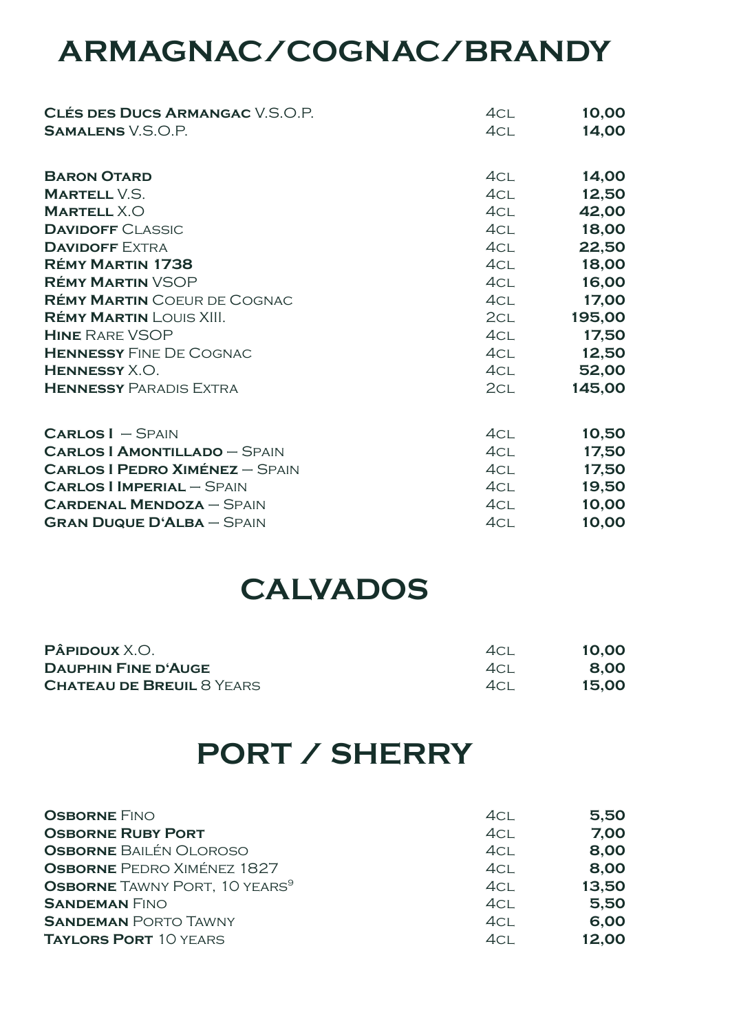# ARMAGNAC/COGNAC/BRANDY

| | | |
|---|---|---|
| **Clés des Ducs Armangac** V.S.O.P. | 4cl | **10,00** |
| **Samalens** V.S.O.P. | 4cl | **14,00** |
| | | |
| **Baron Otard** | 4cl | **14,00** |
| **Martell** V.S. | 4cl | **12,50** |
| **Martell** X.O | 4cl | **42,00** |
| **Davidoff** Classic | 4cl | **18,00** |
| **Davidoff** Extra | 4cl | **22,50** |
| **Rémy Martin 1738** | 4cl | **18,00** |
| **Rémy Martin** VSOP | 4cl | **16,00** |
| **Rémy Martin** Coeur de Cognac | 4cl | **17,00** |
| **Rémy Martin** Louis XIII. | 2cl | **195,00** |
| **Hine** Rare VSOP | 4cl | **17,50** |
| **Hennessy** Fine De Cognac | 4cl | **12,50** |
| **Hennessy** X.O. | 4cl | **52,00** |
| **Hennessy** Paradis Extra | 2cl | **145,00** |
| | | |
| **Carlos I** – Spain | 4cl | **10,50** |
| **Carlos I Amontillado** – Spain | 4cl | **17,50** |
| **Carlos I Pedro Ximénez** – Spain | 4cl | **17,50** |
| **Carlos I Imperial** – Spain | 4cl | **19,50** |
| **Cardenal Mendoza** – Spain | 4cl | **10,00** |
| **Gran Duque D'Alba** – Spain | 4cl | **10,00** |

# CALVADOS

| | | |
|---|---|---|
| **Pâpidoux** X.O. | 4cl | **10,00** |
| **Dauphin Fine d'Auge** | 4cl | **8,00** |
| **Chateau de Breuil** 8 Years | 4cl | **15,00** |

# PORT / SHERRY

| | | |
|---|---|---|
| **Osborne** Fino | 4cl | **5,50** |
| **Osborne Ruby Port** | 4cl | **7,00** |
| **Osborne** Bailén Oloroso | 4cl | **8,00** |
| **Osborne** Pedro Ximénez 1827 | 4cl | **8,00** |
| **Osborne** Tawny Port, 10 years[9] | 4cl | **13,50** |
| **Sandeman** Fino | 4cl | **5,50** |
| **Sandeman** Porto Tawny | 4cl | **6,00** |
| **Taylors Port** 10 years | 4cl | **12,00** |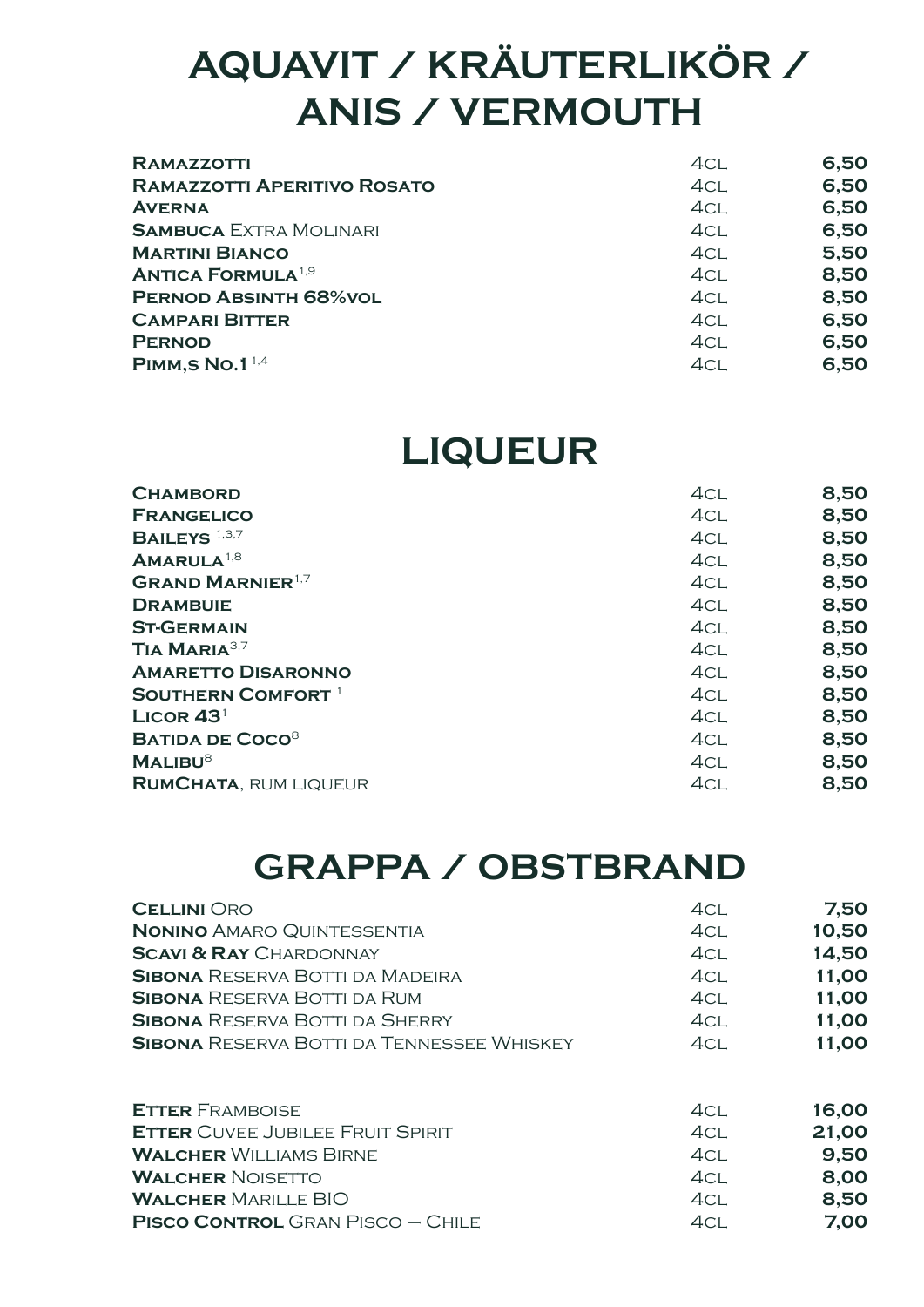# AQUAVIT / KRÄUTERLIKÖR / ANIS / VERMOUTH

| | | |
|---|---|---|
| **Ramazzotti** | 4cl | **6,50** |
| **Ramazzotti Aperitivo Rosato** | 4cl | **6,50** |
| **Averna** | 4cl | **6,50** |
| **Sambuca** Extra Molinari | 4cl | **6,50** |
| **Martini Bianco** | 4cl | **5,50** |
| **Antica Formula**[1,9] | 4cl | **8,50** |
| **Pernod Absinth 68%vol** | 4cl | **8,50** |
| **Campari Bitter** | 4cl | **6,50** |
| **Pernod** | 4cl | **6,50** |
| **Pimm,s No.1**[1,4] | 4cl | **6,50** |

# LIQUEUR

| | | |
|---|---|---|
| **Chambord** | 4cl | **8,50** |
| **Frangelico** | 4cl | **8,50** |
| **Baileys** [1,3,7] | 4cl | **8,50** |
| **Amarula**[1,8] | 4cl | **8,50** |
| **Grand Marnier**[1,7] | 4cl | **8,50** |
| **Drambuie** | 4cl | **8,50** |
| **St-Germain** | 4cl | **8,50** |
| **Tia Maria**[3,7] | 4cl | **8,50** |
| **Amaretto Disaronno** | 4cl | **8,50** |
| **Southern Comfort** [1] | 4cl | **8,50** |
| **Licor 43**[1] | 4cl | **8,50** |
| **Batida de Coco**[8] | 4cl | **8,50** |
| **Malibu**[8] | 4cl | **8,50** |
| **RumChata**, rum liqueur | 4cl | **8,50** |

# GRAPPA / OBSTBRAND

| | | |
|---|---|---|
| **Cellini** Oro | 4cl | **7,50** |
| **Nonino** Amaro Quintessentia | 4cl | **10,50** |
| **Scavi & Ray** Chardonnay | 4cl | **14,50** |
| **Sibona** Reserva Botti da Madeira | 4cl | **11,00** |
| **Sibona** Reserva Botti da Rum | 4cl | **11,00** |
| **Sibona** Reserva Botti da Sherry | 4cl | **11,00** |
| **Sibona** Reserva Botti da Tennessee Whiskey | 4cl | **11,00** |

| | | |
|---|---|---|
| **Etter** Framboise | 4cl | **16,00** |
| **Etter** Cuvee Jubilee Fruit Spirit | 4cl | **21,00** |
| **Walcher** Williams Birne | 4cl | **9,50** |
| **Walcher** Noisetto | 4cl | **8,00** |
| **Walcher** Marille BIO | 4cl | **8,50** |
| **Pisco Control** Gran Pisco – Chile | 4cl | **7,00** |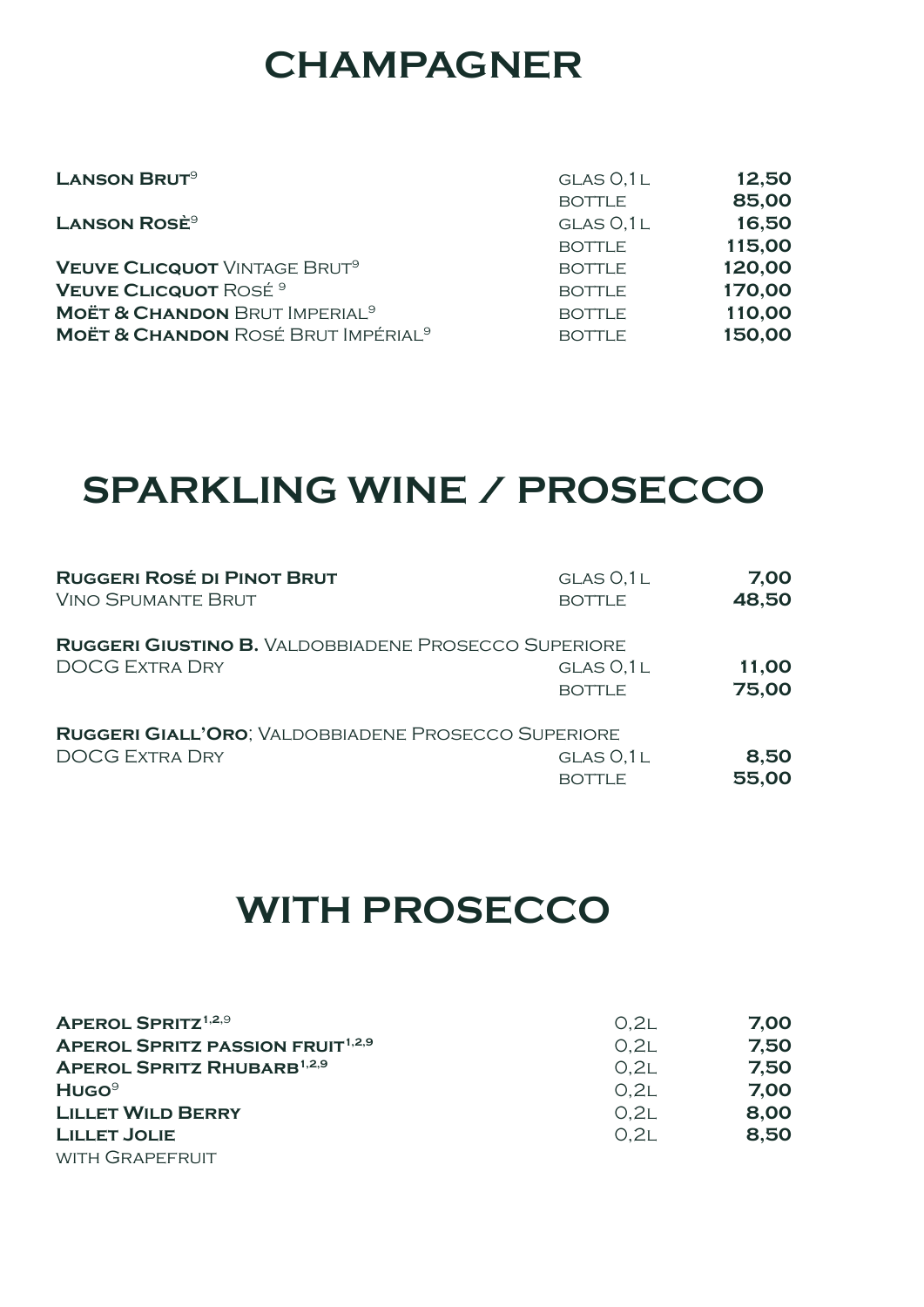# CHAMPAGNER

| | | |
|---|---|---|
| **Lanson Brut**[9] | glas 0,1 l | **12,50** |
| | bottle | **85,00** |
| **Lanson Rosè**[9] | glas 0,1 l | **16,50** |
| | bottle | **115,00** |
| **Veuve Clicquot** Vintage Brut[9] | bottle | **120,00** |
| **Veuve Clicquot** Rosé [9] | bottle | **170,00** |
| **Moët & Chandon** Brut Imperial[9] | bottle | **110,00** |
| **Moët & Chandon** Rosé Brut Impérial[9] | bottle | **150,00** |

# SPARKLING WINE / PROSECCO

| | | |
|---|---|---|
| **Ruggeri Rosé di Pinot Brut** | glas 0,1 l | **7,00** |
| Vino Spumante Brut | bottle | **48,50** |
| **Ruggeri Giustino B.** Valdobbiadene Prosecco Superiore | | |
| DOCG Extra Dry | glas 0,1 l | **11,00** |
| | bottle | **75,00** |
| **Ruggeri Giall'Oro**; Valdobbiadene Prosecco Superiore | | |
| DOCG Extra Dry | glas 0,1 l | **8,50** |
| | bottle | **55,00** |

# WITH PROSECCO

| | | |
|---|---|---|
| **Aperol Spritz**[1,2,9] | 0,2l | **7,00** |
| **Aperol Spritz passion fruit**[1,2,9] | 0,2l | **7,50** |
| **Aperol Spritz Rhubarb**[1,2,9] | 0,2l | **7,50** |
| **Hugo**[9] | 0,2l | **7,00** |
| **Lillet Wild Berry** | 0,2l | **8,00** |
| **Lillet Jolie** | 0,2l | **8,50** |
| with Grapefruit | | |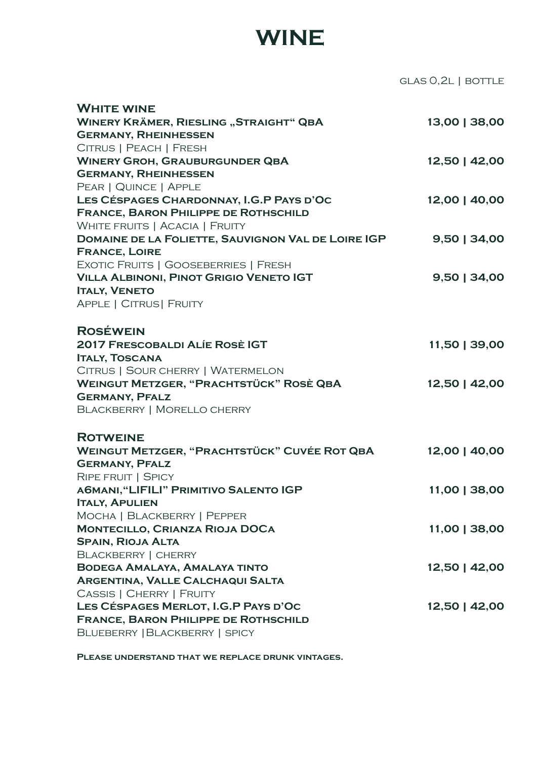# WINE

glas 0,2l | bottle

## White wine

**Winery Krämer, Riesling „Straight“ QbA** — **13,00 | 38,00**
**Germany, Rheinhessen**
Citrus | Peach | Fresh

**Winery Groh, Grauburgunder QbA** — **12,50 | 42,00**
**Germany, Rheinhessen**
Pear | Quince | Apple

**Les Céspages Chardonnay, I.G.P Pays d'Oc** — **12,00 | 40,00**
**France, Baron Philippe de Rothschild**
White fruits | Acacia | Fruity

**Domaine de la Foliette, Sauvignon Val de Loire IGP** — **9,50 | 34,00**
**France, Loire**
Exotic Fruits | Gooseberries | Fresh

**Villa Albinoni, Pinot Grigio Veneto IGT** — **9,50 | 34,00**
**Italy, Veneto**
Apple | Citrus| Fruity

## Roséwein

**2017 Frescobaldi Alíe Rosè IGT** — **11,50 | 39,00**
**Italy, Toscana**
Citrus | Sour cherry | Watermelon

**Weingut Metzger, "Prachtstück" Rosè QbA** — **12,50 | 42,00**
**Germany, Pfalz**
Blackberry | Morello cherry

## Rotweine

**Weingut Metzger, "Prachtstück" Cuvée Rot QbA** — **12,00 | 40,00**
**Germany, Pfalz**
Ripe fruit | Spicy

**A6mani,"LIFILI" Primitivo Salento IGP** — **11,00 | 38,00**
**Italy, Apulien**
Mocha | Blackberry | Pepper

**Montecillo, Crianza Rioja DOCa** — **11,00 | 38,00**
**Spain, Rioja Alta**
Blackberry | cherry

**Bodega Amalaya, Amalaya tinto** — **12,50 | 42,00**
**Argentina, Valle Calchaqui Salta**
Cassis | Cherry | Fruity

**Les Céspages Merlot, I.G.P Pays d'Oc** — **12,50 | 42,00**
**France, Baron Philippe de Rothschild**
Blueberry |Blackberry | spicy

**Please understand that we replace drunk vintages.**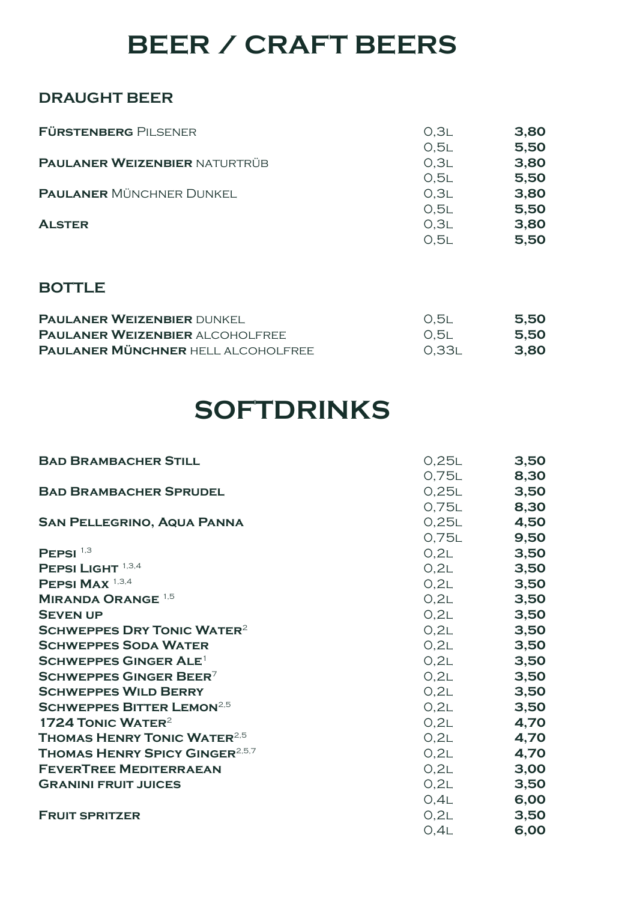# BEER / CRAFT BEERS

## DRAUGHT BEER

| | | |
|---|---|---|
| **Fürstenberg** Pilsener | 0,3l | **3,80** |
| | 0,5l | **5,50** |
| **Paulaner Weizenbier** naturtrüb | 0,3l | **3,80** |
| | 0,5l | **5,50** |
| **Paulaner** Münchner Dunkel | 0,3l | **3,80** |
| | 0,5l | **5,50** |
| **Alster** | 0,3l | **3,80** |
| | 0,5l | **5,50** |

## BOTTLE

| | | |
|---|---|---|
| **Paulaner Weizenbier** dunkel | 0,5l | **5,50** |
| **Paulaner Weizenbier** alcoholfree | 0,5l | **5,50** |
| **Paulaner Münchner** hell alcoholfree | 0,33l | **3,80** |

# SOFTDRINKS

| | | |
|---|---|---|
| **Bad Brambacher Still** | 0,25l | **3,50** |
| | 0,75l | **8,30** |
| **Bad Brambacher Sprudel** | 0,25l | **3,50** |
| | 0,75l | **8,30** |
| **San Pellegrino, Aqua Panna** | 0,25l | **4,50** |
| | 0,75l | **9,50** |
| **Pepsi** [1,3] | 0,2l | **3,50** |
| **Pepsi Light** [1,3,4] | 0,2l | **3,50** |
| **Pepsi Max** [1,3,4] | 0,2l | **3,50** |
| **Miranda Orange** [1,5] | 0,2l | **3,50** |
| **Seven up** | 0,2l | **3,50** |
| **Schweppes Dry Tonic Water**[2] | 0,2l | **3,50** |
| **Schweppes Soda Water** | 0,2l | **3,50** |
| **Schweppes Ginger Ale**[1] | 0,2l | **3,50** |
| **Schweppes Ginger Beer**[7] | 0,2l | **3,50** |
| **Schweppes Wild Berry** | 0,2l | **3,50** |
| **Schweppes Bitter Lemon**[2,5] | 0,2l | **3,50** |
| **1724 Tonic Water**[2] | 0,2l | **4,70** |
| **Thomas Henry Tonic Water**[2,5] | 0,2l | **4,70** |
| **Thomas Henry Spicy Ginger**[2,5,7] | 0,2l | **4,70** |
| **FeverTree Mediterraean** | 0,2l | **3,00** |
| **Granini fruit juices** | 0,2l | **3,50** |
| | 0,4l | **6,00** |
| **Fruit spritzer** | 0,2l | **3,50** |
| | 0,4l | **6,00** |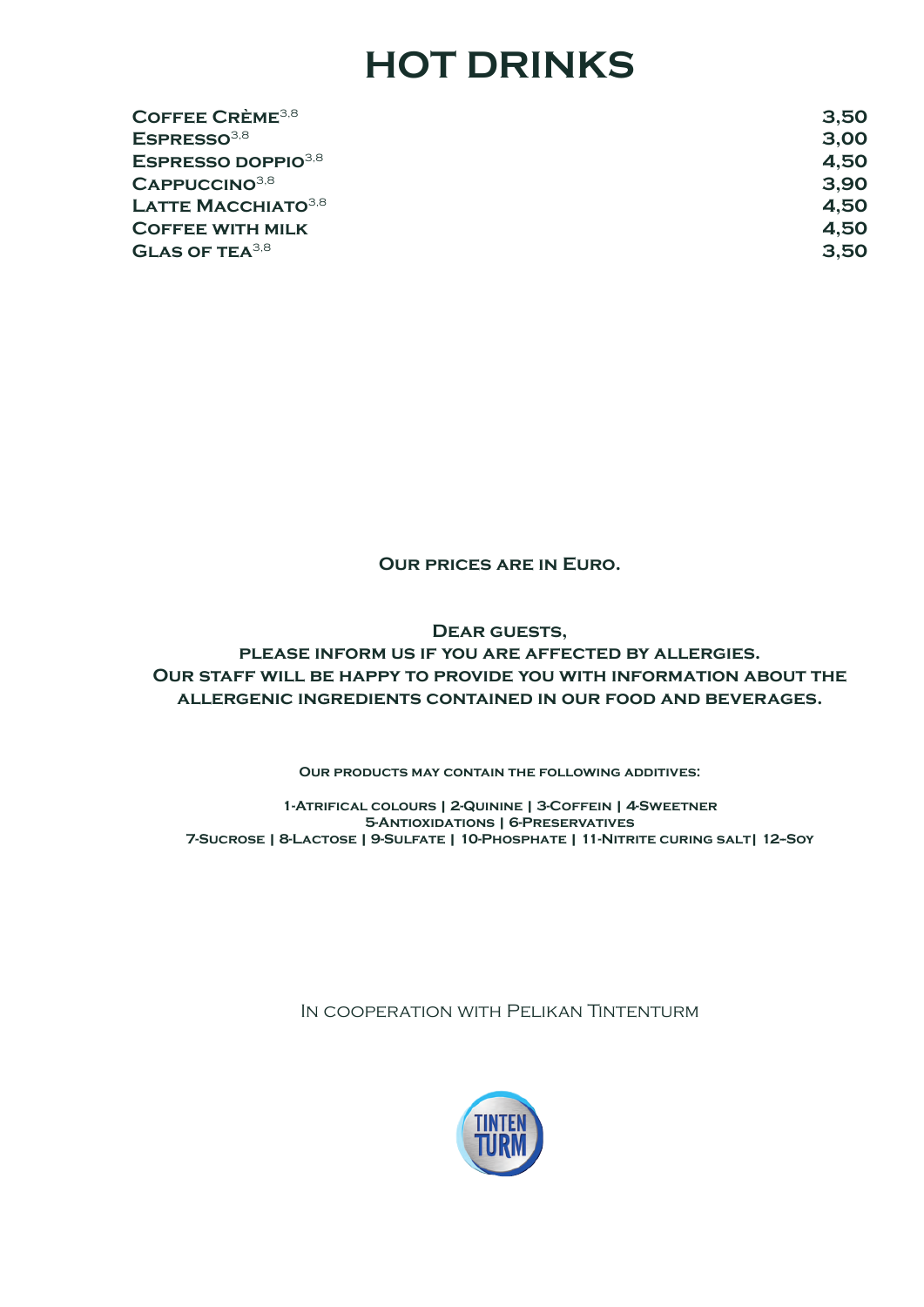# HOT DRINKS

| | |
|---|---|
| Coffee Crème[3,8] | 3,50 |
| Espresso[3,8] | 3,00 |
| Espresso doppio[3,8] | 4,50 |
| Cappuccino[3,8] | 3,90 |
| Latte Macchiato[3,8] | 4,50 |
| Coffee with milk | 4,50 |
| Glas of tea[3,8] | 3,50 |

**Our prices are in Euro.**

**Dear guests,**
**please inform us if you are affected by allergies.**
**Our staff will be happy to provide you with information about the allergenic ingredients contained in our food and beverages.**

**Our products may contain the following additives:**

**1-Atrifical colours | 2-Quinine | 3-Coffein | 4-Sweetner**
**5-Antioxidations | 6-Preservatives**
**7-Sucrose | 8-Lactose | 9-Sulfate | 10-Phosphate | 11-Nitrite curing salt| 12–Soy**

In cooperation with Pelikan Tintenturm

TINTEN TURM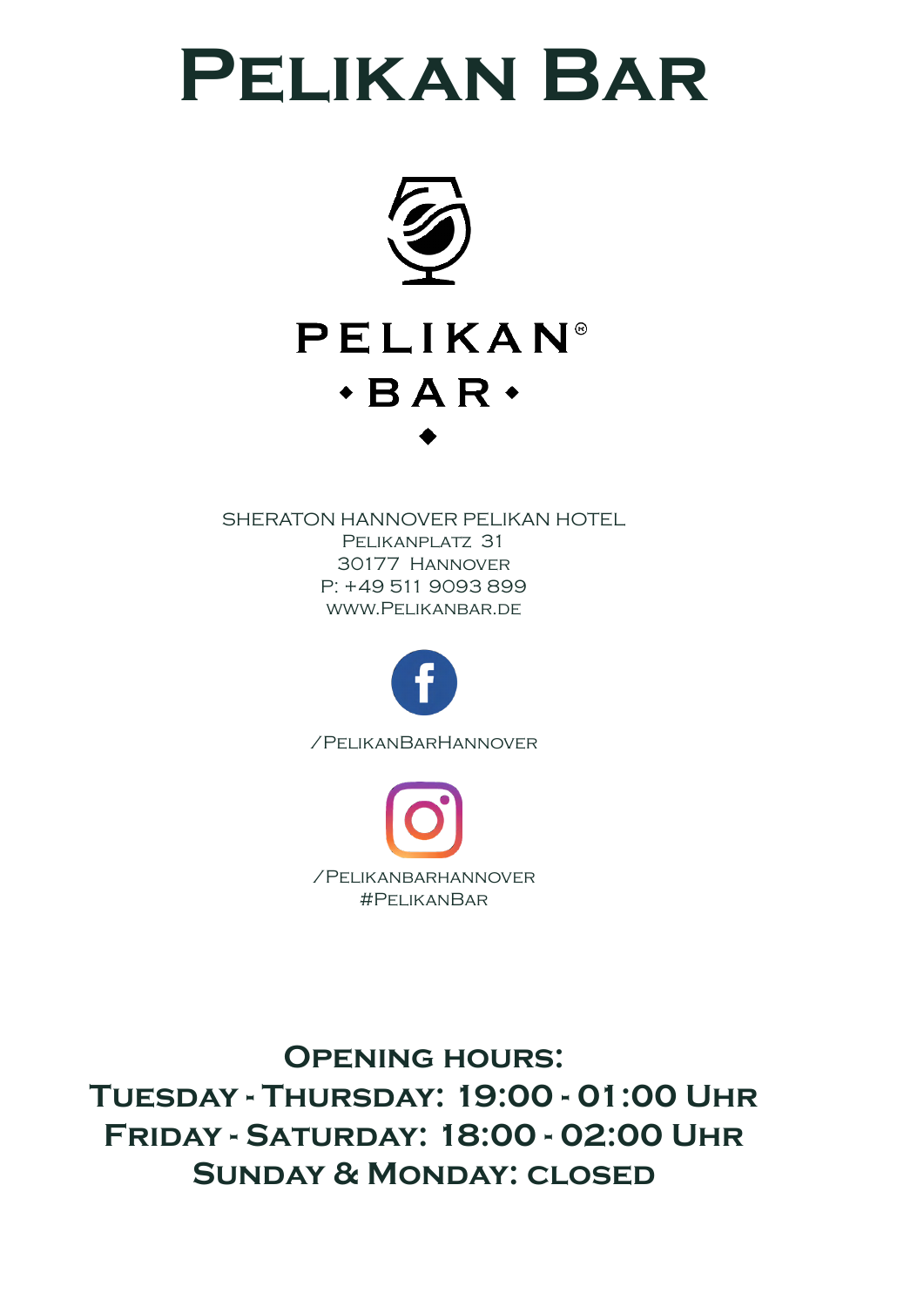# Pelikan Bar

PELIKAN®

◆ BAR ◆

◆

SHERATON HANNOVER PELIKAN HOTEL
Pelikanplatz 31
30177 Hannover
P: +49 511 9093 899
www.Pelikanbar.de

/PelikanBarHannover

/PELIKANBARHANNOVER
#PelikanBar

## Opening hours:
## Tuesday - Thursday: 19:00 - 01:00 Uhr
## Friday - Saturday: 18:00 - 02:00 Uhr
## Sunday & Monday: closed